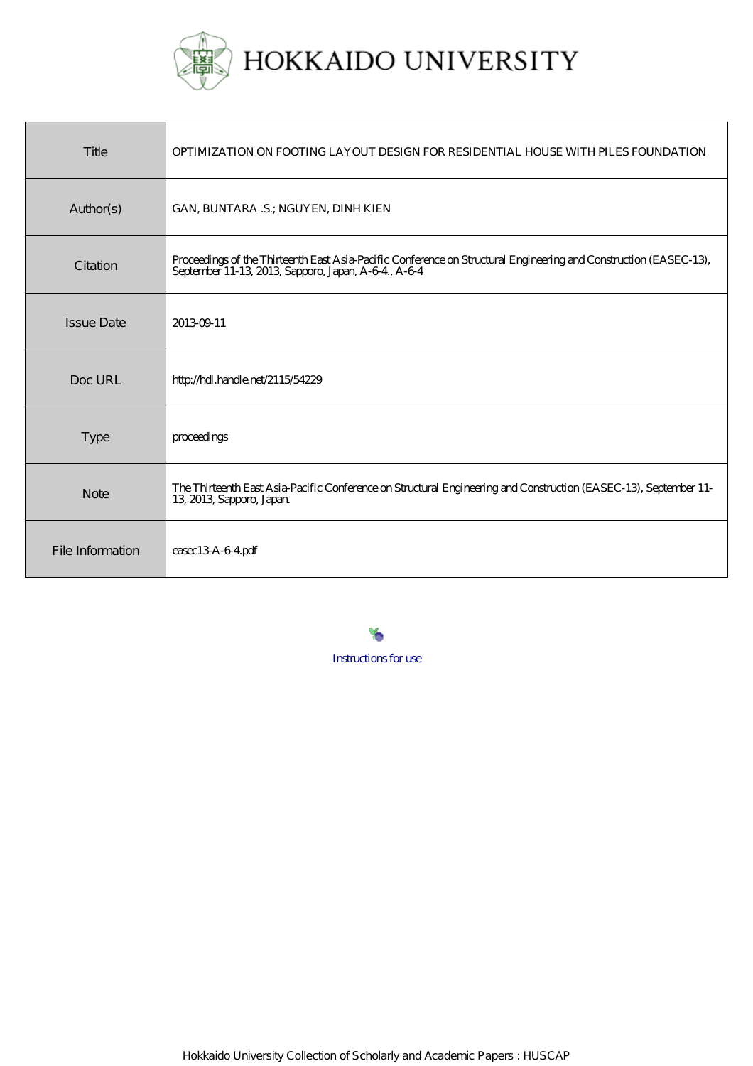# HOKKAIDO UNIVERSITY

| | |
|---|---|
| Title | OPTIMIZATION ON FOOTING LAYOUT DESIGN FOR RESIDENTIAL HOUSE WITH PILES FOUNDATION |
| Author(s) | GAN, BUNTARA .S.; NGUYEN, DINH KIEN |
| Citation | Proceedings of the Thirteenth East Asia-Pacific Conference on Structural Engineering and Construction (EASEC-13), September 11-13, 2013, Sapporo, Japan, A-6-4., A-6-4 |
| Issue Date | 2013-09-11 |
| Doc URL | http://hdl.handle.net/2115/54229 |
| Type | proceedings |
| Note | The Thirteenth East Asia-Pacific Conference on Structural Engineering and Construction (EASEC-13), September 11-13, 2013, Sapporo, Japan. |
| File Information | easec13-A-6-4.pdf |

Instructions for use

Hokkaido University Collection of Scholarly and Academic Papers : HUSCAP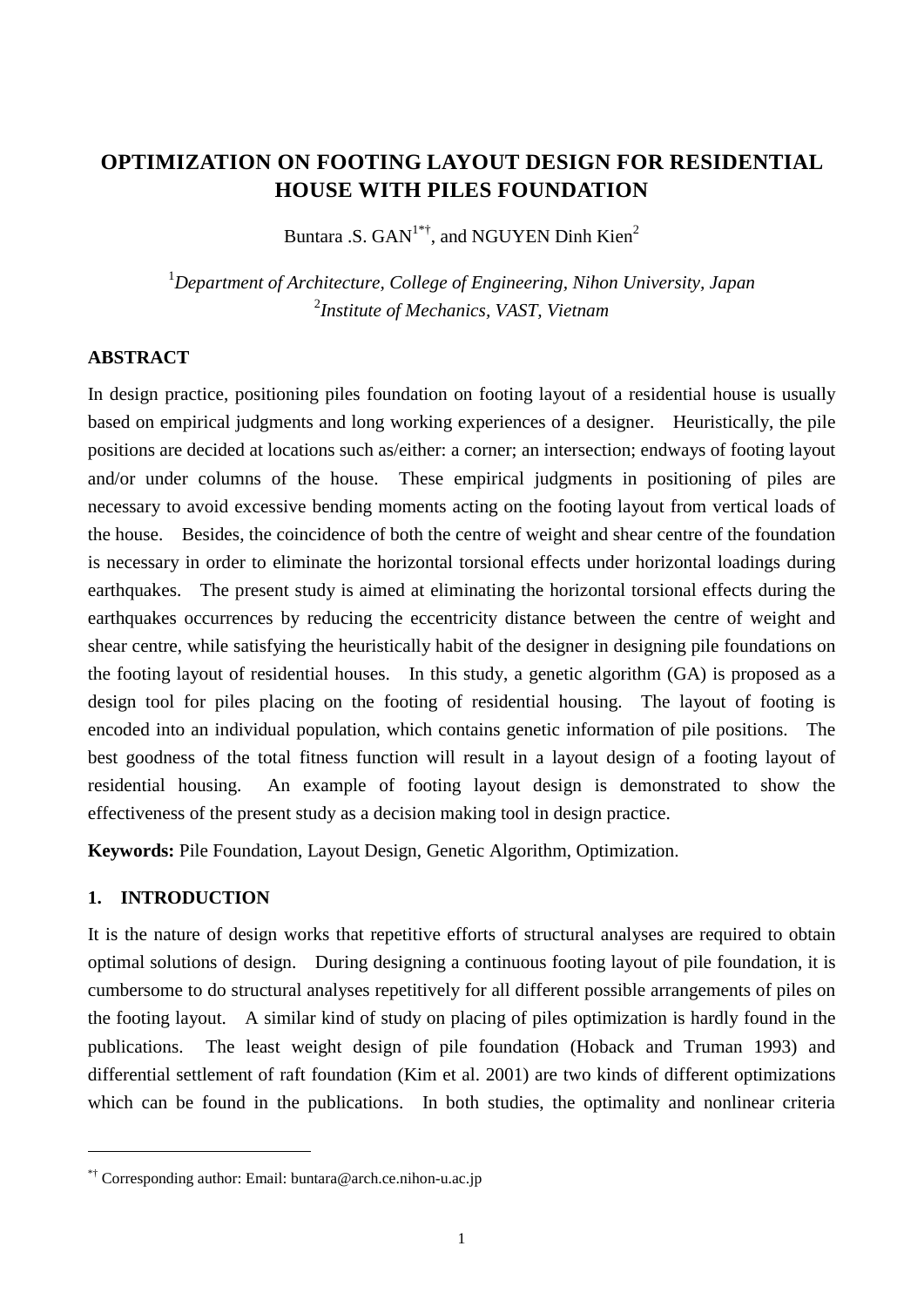# OPTIMIZATION ON FOOTING LAYOUT DESIGN FOR RESIDENTIAL HOUSE WITH PILES FOUNDATION

Buntara .S. GAN[1*†], and NGUYEN Dinh Kien[2]

[1]*Department of Architecture, College of Engineering, Nihon University, Japan*
[2]*Institute of Mechanics, VAST, Vietnam*

## ABSTRACT

In design practice, positioning piles foundation on footing layout of a residential house is usually based on empirical judgments and long working experiences of a designer. Heuristically, the pile positions are decided at locations such as/either: a corner; an intersection; endways of footing layout and/or under columns of the house. These empirical judgments in positioning of piles are necessary to avoid excessive bending moments acting on the footing layout from vertical loads of the house. Besides, the coincidence of both the centre of weight and shear centre of the foundation is necessary in order to eliminate the horizontal torsional effects under horizontal loadings during earthquakes. The present study is aimed at eliminating the horizontal torsional effects during the earthquakes occurrences by reducing the eccentricity distance between the centre of weight and shear centre, while satisfying the heuristically habit of the designer in designing pile foundations on the footing layout of residential houses. In this study, a genetic algorithm (GA) is proposed as a design tool for piles placing on the footing of residential housing. The layout of footing is encoded into an individual population, which contains genetic information of pile positions. The best goodness of the total fitness function will result in a layout design of a footing layout of residential housing. An example of footing layout design is demonstrated to show the effectiveness of the present study as a decision making tool in design practice.

**Keywords:** Pile Foundation, Layout Design, Genetic Algorithm, Optimization.

## 1. INTRODUCTION

It is the nature of design works that repetitive efforts of structural analyses are required to obtain optimal solutions of design. During designing a continuous footing layout of pile foundation, it is cumbersome to do structural analyses repetitively for all different possible arrangements of piles on the footing layout. A similar kind of study on placing of piles optimization is hardly found in the publications. The least weight design of pile foundation (Hoback and Truman 1993) and differential settlement of raft foundation (Kim et al. 2001) are two kinds of different optimizations which can be found in the publications. In both studies, the optimality and nonlinear criteria

---

[*†] Corresponding author: Email: buntara@arch.ce.nihon-u.ac.jp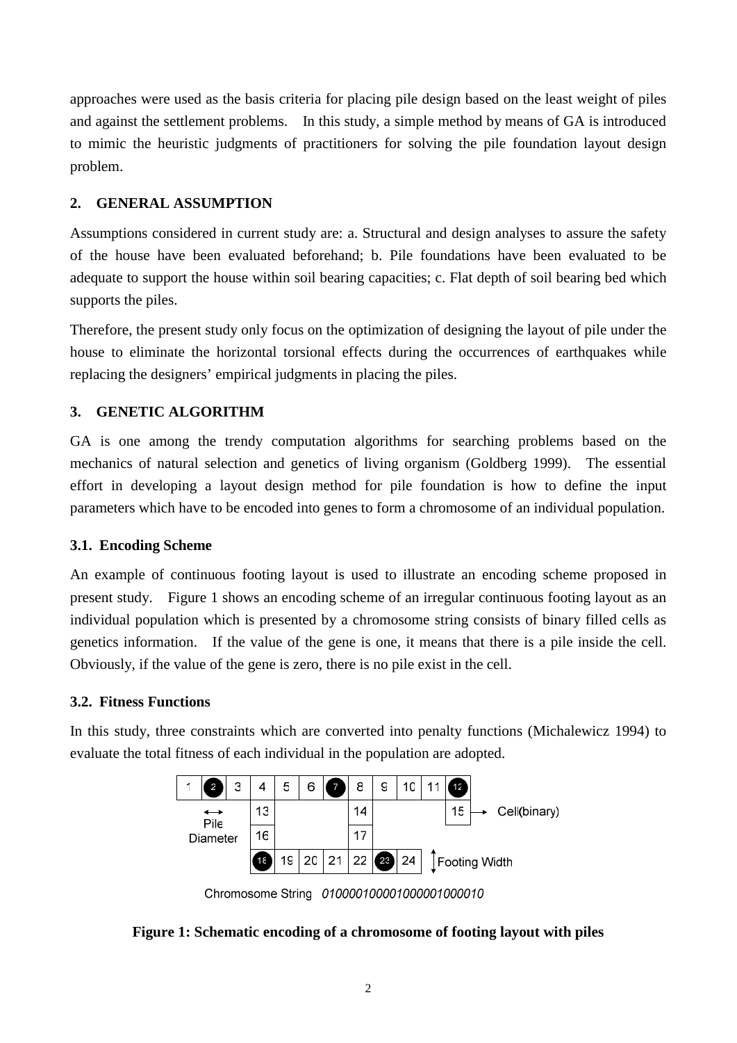approaches were used as the basis criteria for placing pile design based on the least weight of piles and against the settlement problems. In this study, a simple method by means of GA is introduced to mimic the heuristic judgments of practitioners for solving the pile foundation layout design problem.

## 2. GENERAL ASSUMPTION

Assumptions considered in current study are: a. Structural and design analyses to assure the safety of the house have been evaluated beforehand; b. Pile foundations have been evaluated to be adequate to support the house within soil bearing capacities; c. Flat depth of soil bearing bed which supports the piles.

Therefore, the present study only focus on the optimization of designing the layout of pile under the house to eliminate the horizontal torsional effects during the occurrences of earthquakes while replacing the designers' empirical judgments in placing the piles.

## 3. GENETIC ALGORITHM

GA is one among the trendy computation algorithms for searching problems based on the mechanics of natural selection and genetics of living organism (Goldberg 1999). The essential effort in developing a layout design method for pile foundation is how to define the input parameters which have to be encoded into genes to form a chromosome of an individual population.

### 3.1. Encoding Scheme

An example of continuous footing layout is used to illustrate an encoding scheme proposed in present study. Figure 1 shows an encoding scheme of an irregular continuous footing layout as an individual population which is presented by a chromosome string consists of binary filled cells as genetics information. If the value of the gene is one, it means that there is a pile inside the cell. Obviously, if the value of the gene is zero, there is no pile exist in the cell.

### 3.2. Fitness Functions

In this study, three constraints which are converted into penalty functions (Michalewicz 1994) to evaluate the total fitness of each individual in the population are adopted.

Chromosome String *010000100001000001000010*

**Figure 1: Schematic encoding of a chromosome of footing layout with piles**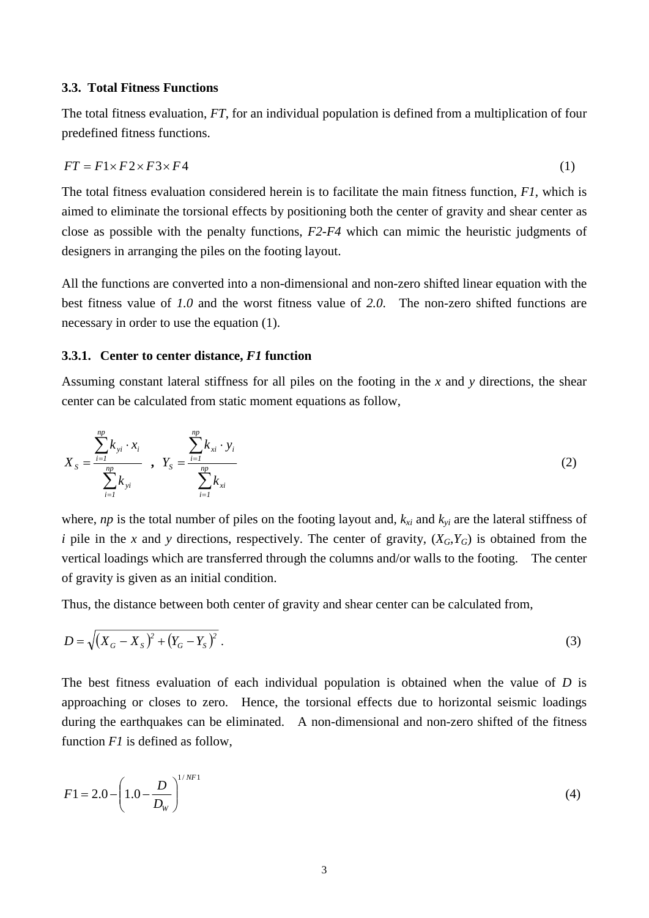### 3.3. Total Fitness Functions

The total fitness evaluation, *FT*, for an individual population is defined from a multiplication of four predefined fitness functions.

$$FT = F1 \times F2 \times F3 \times F4 \tag{1}$$

The total fitness evaluation considered herein is to facilitate the main fitness function, *F1*, which is aimed to eliminate the torsional effects by positioning both the center of gravity and shear center as close as possible with the penalty functions, *F2-F4* which can mimic the heuristic judgments of designers in arranging the piles on the footing layout.

All the functions are converted into a non-dimensional and non-zero shifted linear equation with the best fitness value of *1.0* and the worst fitness value of *2.0*. The non-zero shifted functions are necessary in order to use the equation (1).

#### 3.3.1. Center to center distance, *F1* function

Assuming constant lateral stiffness for all piles on the footing in the *x* and *y* directions, the shear center can be calculated from static moment equations as follow,

$$X_S = \frac{\sum_{i=1}^{np} k_{yi} \cdot x_i}{\sum_{i=1}^{np} k_{yi}} \quad , \quad Y_S = \frac{\sum_{i=1}^{np} k_{xi} \cdot y_i}{\sum_{i=1}^{np} k_{xi}} \tag{2}$$

where, $np$ is the total number of piles on the footing layout and, $k_{xi}$ and $k_{yi}$ are the lateral stiffness of $i$ pile in the $x$ and $y$ directions, respectively. The center of gravity, $(X_G,Y_G)$ is obtained from the vertical loadings which are transferred through the columns and/or walls to the footing. The center of gravity is given as an initial condition.

Thus, the distance between both center of gravity and shear center can be calculated from,

$$D = \sqrt{(X_G - X_S)^2 + (Y_G - Y_S)^2} \,. \tag{3}$$

The best fitness evaluation of each individual population is obtained when the value of $D$ is approaching or closes to zero. Hence, the torsional effects due to horizontal seismic loadings during the earthquakes can be eliminated. A non-dimensional and non-zero shifted of the fitness function *F1* is defined as follow,

$$F1 = 2.0 - \left(1.0 - \frac{D}{D_W}\right)^{1/NF1} \tag{4}$$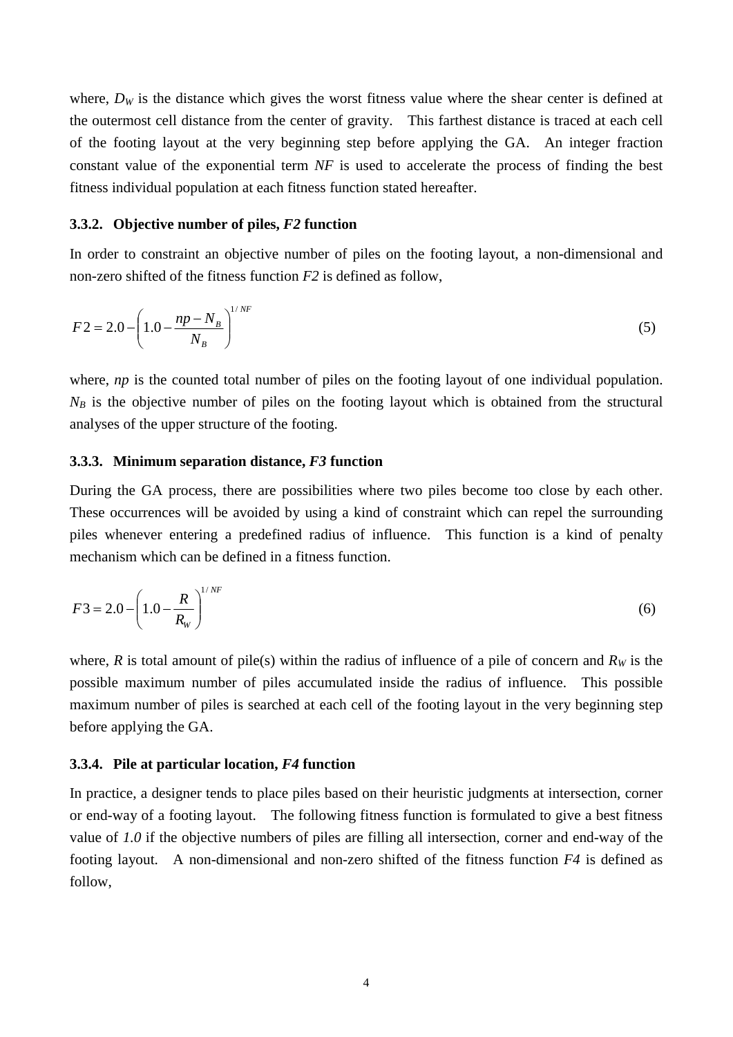where, $D_W$ is the distance which gives the worst fitness value where the shear center is defined at the outermost cell distance from the center of gravity. This farthest distance is traced at each cell of the footing layout at the very beginning step before applying the GA. An integer fraction constant value of the exponential term $NF$ is used to accelerate the process of finding the best fitness individual population at each fitness function stated hereafter.

### 3.3.2. Objective number of piles, *F2* function

In order to constraint an objective number of piles on the footing layout, a non-dimensional and non-zero shifted of the fitness function $F2$ is defined as follow,

$$F2 = 2.0 - \left(1.0 - \frac{np - N_B}{N_B}\right)^{1/NF} \tag{5}$$

where, $np$ is the counted total number of piles on the footing layout of one individual population. $N_B$ is the objective number of piles on the footing layout which is obtained from the structural analyses of the upper structure of the footing.

### 3.3.3. Minimum separation distance, *F3* function

During the GA process, there are possibilities where two piles become too close by each other. These occurrences will be avoided by using a kind of constraint which can repel the surrounding piles whenever entering a predefined radius of influence. This function is a kind of penalty mechanism which can be defined in a fitness function.

$$F3 = 2.0 - \left(1.0 - \frac{R}{R_W}\right)^{1/NF} \tag{6}$$

where, $R$ is total amount of pile(s) within the radius of influence of a pile of concern and $R_W$ is the possible maximum number of piles accumulated inside the radius of influence. This possible maximum number of piles is searched at each cell of the footing layout in the very beginning step before applying the GA.

### 3.3.4. Pile at particular location, *F4* function

In practice, a designer tends to place piles based on their heuristic judgments at intersection, corner or end-way of a footing layout. The following fitness function is formulated to give a best fitness value of *1.0* if the objective numbers of piles are filling all intersection, corner and end-way of the footing layout. A non-dimensional and non-zero shifted of the fitness function $F4$ is defined as follow,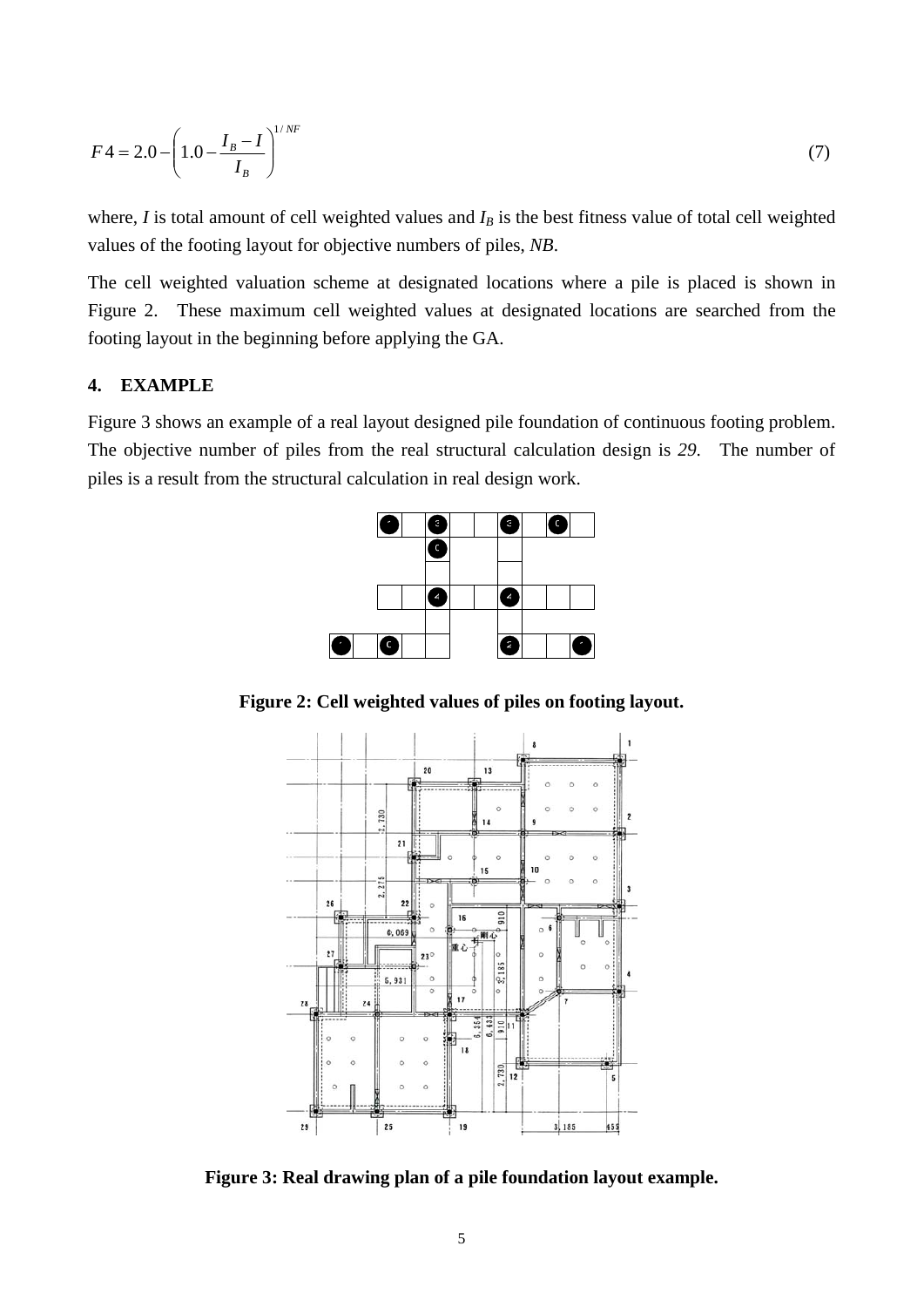$$F4 = 2.0 - \left(1.0 - \frac{I_B - I}{I_B}\right)^{1/NF} \tag{7}$$

where, $I$ is total amount of cell weighted values and $I_B$ is the best fitness value of total cell weighted values of the footing layout for objective numbers of piles, *NB*.

The cell weighted valuation scheme at designated locations where a pile is placed is shown in Figure 2. These maximum cell weighted values at designated locations are searched from the footing layout in the beginning before applying the GA.

## 4. EXAMPLE

Figure 3 shows an example of a real layout designed pile foundation of continuous footing problem. The objective number of piles from the real structural calculation design is *29*. The number of piles is a result from the structural calculation in real design work.

**Figure 2: Cell weighted values of piles on footing layout.**

**Figure 3: Real drawing plan of a pile foundation layout example.**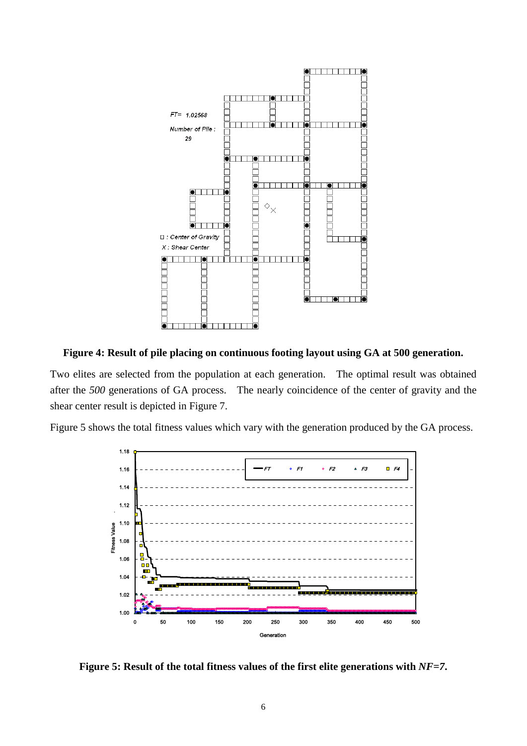**Figure 4: Result of pile placing on continuous footing layout using GA at 500 generation.**

Two elites are selected from the population at each generation. The optimal result was obtained after the *500* generations of GA process. The nearly coincidence of the center of gravity and the shear center result is depicted in Figure 7.

Figure 5 shows the total fitness values which vary with the generation produced by the GA process.

**Figure 5: Result of the total fitness values of the first elite generations with *NF=7*.**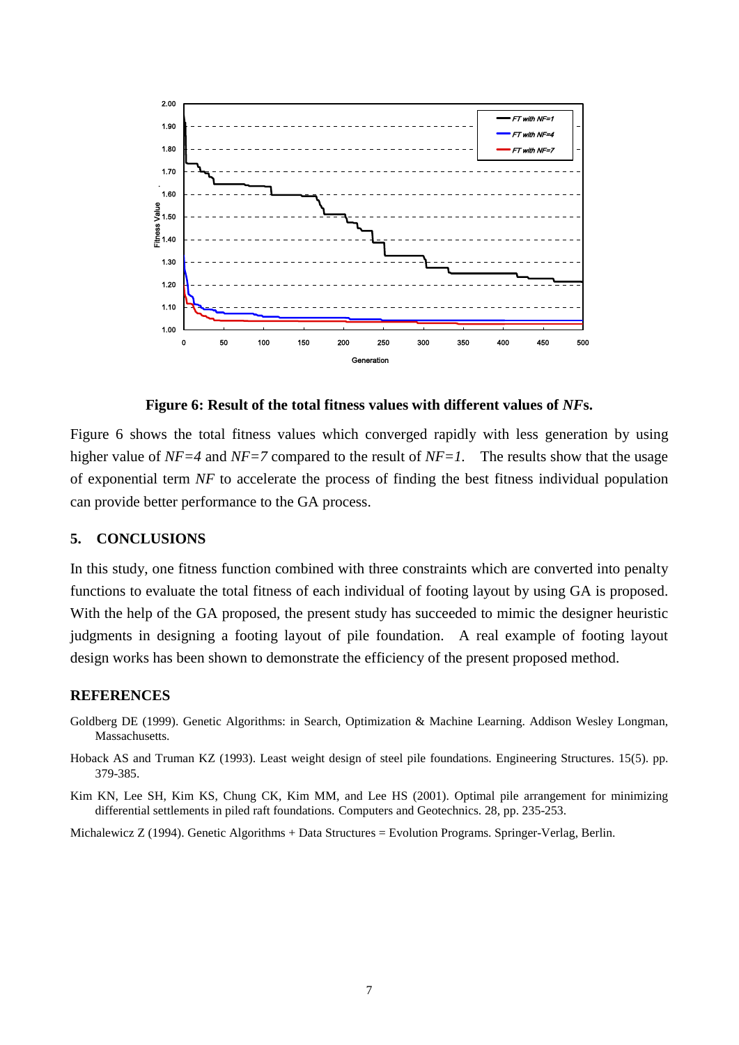2.00
1.90
1.80
1.70
1.60
1.50
1.40
1.30
1.20
1.10
1.00

Fitness Value

0 50 100 150 200 250 300 350 400 450 500

Generation

FT with NF=1
FT with NF=4
FT with NF=7

**Figure 6: Result of the total fitness values with different values of *NF*s.**

Figure 6 shows the total fitness values which converged rapidly with less generation by using higher value of *NF=4* and *NF=7* compared to the result of *NF=1*. The results show that the usage of exponential term *NF* to accelerate the process of finding the best fitness individual population can provide better performance to the GA process.

## 5. CONCLUSIONS

In this study, one fitness function combined with three constraints which are converted into penalty functions to evaluate the total fitness of each individual of footing layout by using GA is proposed. With the help of the GA proposed, the present study has succeeded to mimic the designer heuristic judgments in designing a footing layout of pile foundation. A real example of footing layout design works has been shown to demonstrate the efficiency of the present proposed method.

## REFERENCES

Goldberg DE (1999). Genetic Algorithms: in Search, Optimization & Machine Learning. Addison Wesley Longman, Massachusetts.

Hoback AS and Truman KZ (1993). Least weight design of steel pile foundations. Engineering Structures. 15(5). pp. 379-385.

Kim KN, Lee SH, Kim KS, Chung CK, Kim MM, and Lee HS (2001). Optimal pile arrangement for minimizing differential settlements in piled raft foundations. Computers and Geotechnics. 28, pp. 235-253.

Michalewicz Z (1994). Genetic Algorithms + Data Structures = Evolution Programs. Springer-Verlag, Berlin.